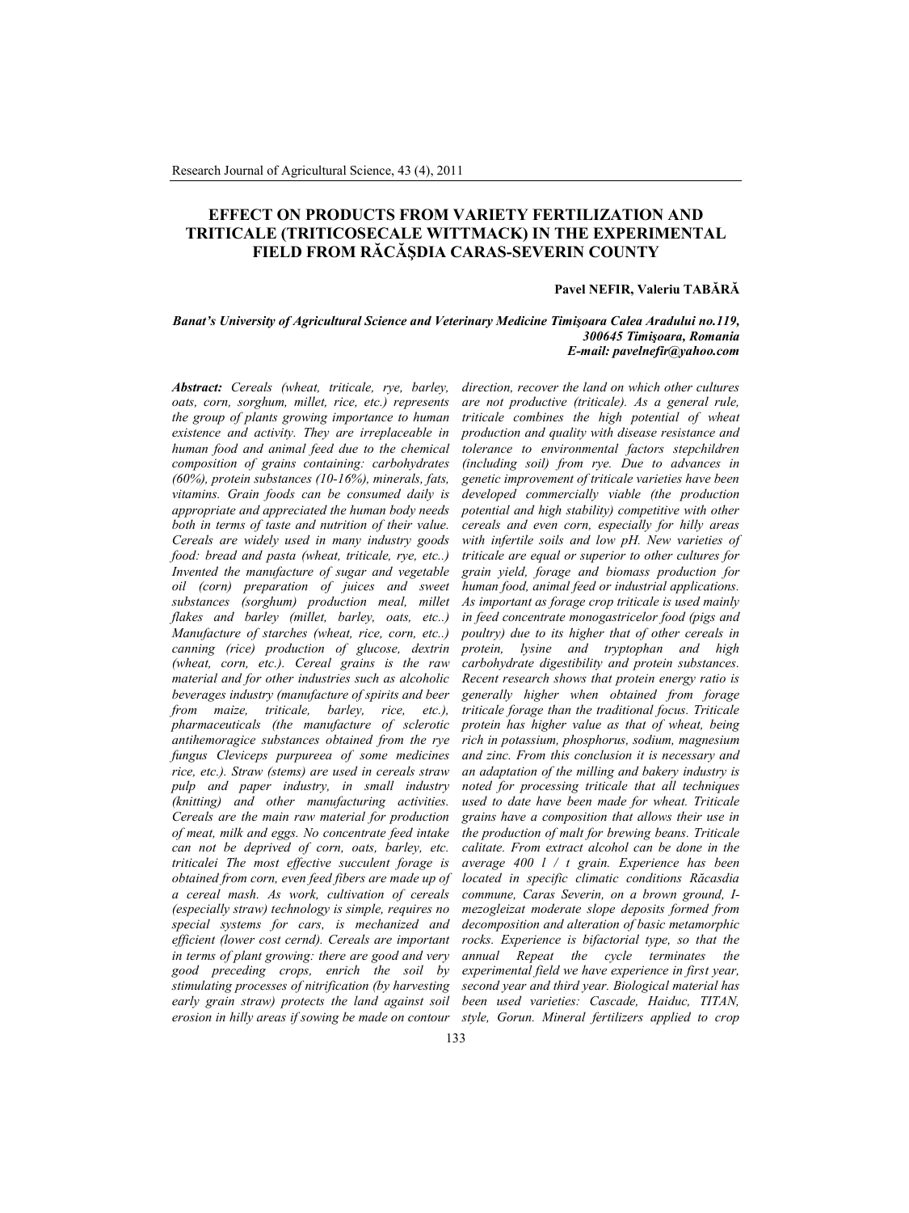# EFFECT ON PRODUCTS FROM VARIETY FERTILIZATION AND TRITICALE (TRITICOSECALE WITTMACK) IN THE EXPERIMENTAL FIELD FROM RĂCĂŞDIA CARAS-SEVERIN COUNTY

**Pavel NEFIR, Valeriu TABĂRĂ**

***Banat's University of Agricultural Science and Veterinary Medicine Timişoara Calea Aradului no.119, 300645 Timişoara, Romania***
***E-mail: pavelnefir@yahoo.com***

***Abstract:*** *Cereals (wheat, triticale, rye, barley, oats, corn, sorghum, millet, rice, etc.) represents the group of plants growing importance to human existence and activity. They are irreplaceable in human food and animal feed due to the chemical composition of grains containing: carbohydrates (60%), protein substances (10-16%), minerals, fats, vitamins. Grain foods can be consumed daily is appropriate and appreciated the human body needs both in terms of taste and nutrition of their value. Cereals are widely used in many industry goods food: bread and pasta (wheat, triticale, rye, etc..) Invented the manufacture of sugar and vegetable oil (corn) preparation of juices and sweet substances (sorghum) production meal, millet flakes and barley (millet, barley, oats, etc..) Manufacture of starches (wheat, rice, corn, etc..) canning (rice) production of glucose, dextrin (wheat, corn, etc.). Cereal grains is the raw material and for other industries such as alcoholic beverages industry (manufacture of spirits and beer from maize, triticale, barley, rice, etc.), pharmaceuticals (the manufacture of sclerotic antihemoragice substances obtained from the rye fungus Cleviceps purpureea of some medicines rice, etc.). Straw (stems) are used in cereals straw pulp and paper industry, in small industry (knitting) and other manufacturing activities. Cereals are the main raw material for production of meat, milk and eggs. No concentrate feed intake can not be deprived of corn, oats, barley, etc. triticalei The most effective succulent forage is obtained from corn, even feed fibers are made up of a cereal mash. As work, cultivation of cereals (especially straw) technology is simple, requires no special systems for cars, is mechanized and efficient (lower cost cernd). Cereals are important in terms of plant growing: there are good and very good preceding crops, enrich the soil by stimulating processes of nitrification (by harvesting early grain straw) protects the land against soil erosion in hilly areas if sowing be made on contour direction, recover the land on which other cultures are not productive (triticale). As a general rule, triticale combines the high potential of wheat production and quality with disease resistance and tolerance to environmental factors stepchildren (including soil) from rye. Due to advances in genetic improvement of triticale varieties have been developed commercially viable (the production potential and high stability) competitive with other cereals and even corn, especially for hilly areas with infertile soils and low pH. New varieties of triticale are equal or superior to other cultures for grain yield, forage and biomass production for human food, animal feed or industrial applications. As important as forage crop triticale is used mainly in feed concentrate monogastricelor food (pigs and poultry) due to its higher that of other cereals in protein, lysine and tryptophan and high carbohydrate digestibility and protein substances. Recent research shows that protein energy ratio is generally higher when obtained from forage triticale forage than the traditional focus. Triticale protein has higher value as that of wheat, being rich in potassium, phosphorus, sodium, magnesium and zinc. From this conclusion it is necessary and an adaptation of the milling and bakery industry is noted for processing triticale that all techniques used to date have been made for wheat. Triticale grains have a composition that allows their use in the production of malt for brewing beans. Triticale calitate. From extract alcohol can be done in the average 400 l / t grain. Experience has been located in specific climatic conditions Răcasdia commune, Caras Severin, on a brown ground, I-mezogleizat moderate slope deposits formed from decomposition and alteration of basic metamorphic rocks. Experience is bifactorial type, so that the annual Repeat the cycle terminates the experimental field we have experience in first year, second year and third year. Biological material has been used varieties: Cascade, Haiduc, TITAN, style, Gorun. Mineral fertilizers applied to crop*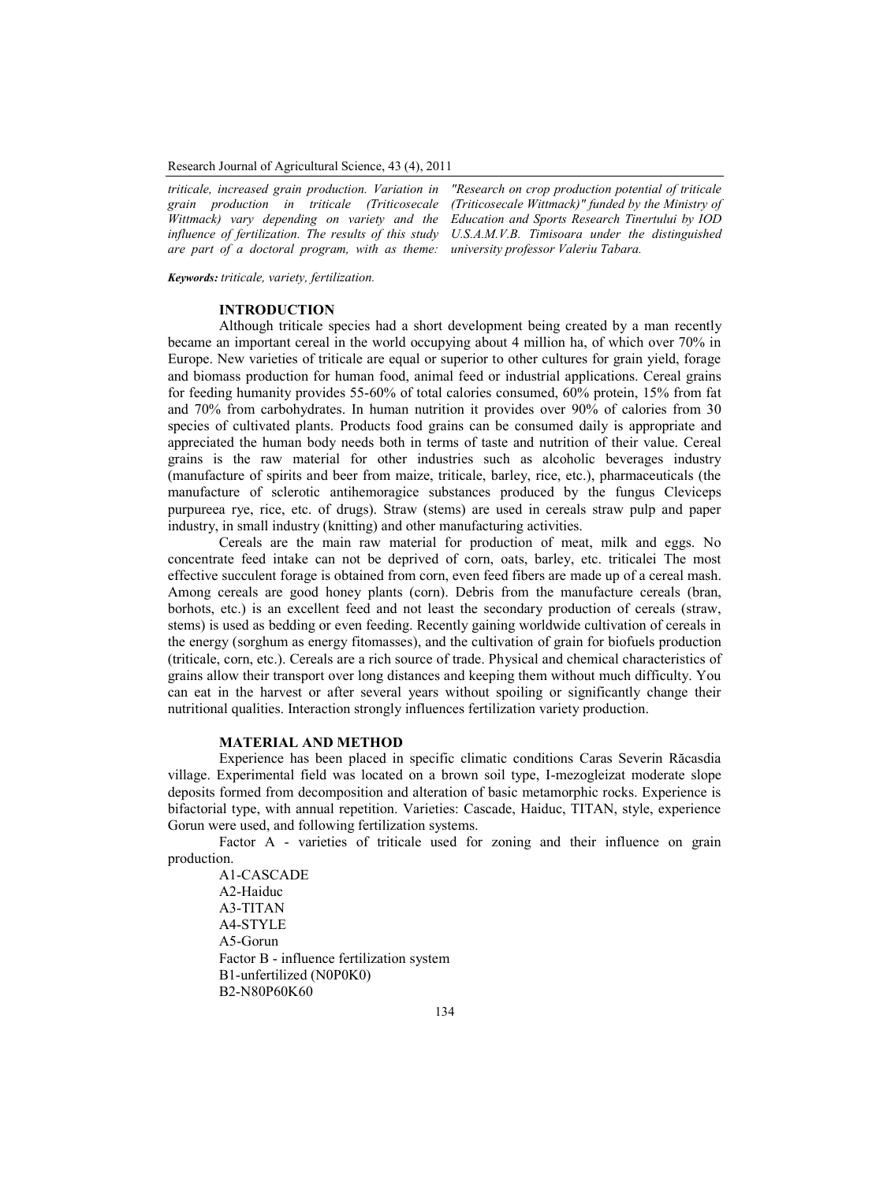*triticale, increased grain production. Variation in grain production in triticale (Triticosecale Wittmack) vary depending on variety and the influence of fertilization. The results of this study are part of a doctoral program, with as theme: "Research on crop production potential of triticale (Triticosecale Wittmack)" funded by the Ministry of Education and Sports Research Tinertului by IOD U.S.A.M.V.B. Timisoara under the distinguished university professor Valeriu Tabara.*

***Keywords:*** *triticale, variety, fertilization.*

## INTRODUCTION

Although triticale species had a short development being created by a man recently became an important cereal in the world occupying about 4 million ha, of which over 70% in Europe. New varieties of triticale are equal or superior to other cultures for grain yield, forage and biomass production for human food, animal feed or industrial applications. Cereal grains for feeding humanity provides 55-60% of total calories consumed, 60% protein, 15% from fat and 70% from carbohydrates. In human nutrition it provides over 90% of calories from 30 species of cultivated plants. Products food grains can be consumed daily is appropriate and appreciated the human body needs both in terms of taste and nutrition of their value. Cereal grains is the raw material for other industries such as alcoholic beverages industry (manufacture of spirits and beer from maize, triticale, barley, rice, etc.), pharmaceuticals (the manufacture of sclerotic antihemoragice substances produced by the fungus Cleviceps purpureea rye, rice, etc. of drugs). Straw (stems) are used in cereals straw pulp and paper industry, in small industry (knitting) and other manufacturing activities.

Cereals are the main raw material for production of meat, milk and eggs. No concentrate feed intake can not be deprived of corn, oats, barley, etc. triticalei The most effective succulent forage is obtained from corn, even feed fibers are made up of a cereal mash. Among cereals are good honey plants (corn). Debris from the manufacture cereals (bran, borhots, etc.) is an excellent feed and not least the secondary production of cereals (straw, stems) is used as bedding or even feeding. Recently gaining worldwide cultivation of cereals in the energy (sorghum as energy fitomasses), and the cultivation of grain for biofuels production (triticale, corn, etc.). Cereals are a rich source of trade. Physical and chemical characteristics of grains allow their transport over long distances and keeping them without much difficulty. You can eat in the harvest or after several years without spoiling or significantly change their nutritional qualities. Interaction strongly influences fertilization variety production.

## MATERIAL AND METHOD

Experience has been placed in specific climatic conditions Caras Severin Răcasdia village. Experimental field was located on a brown soil type, I-mezogleizat moderate slope deposits formed from decomposition and alteration of basic metamorphic rocks. Experience is bifactorial type, with annual repetition. Varieties: Cascade, Haiduc, TITAN, style, experience Gorun were used, and following fertilization systems.

Factor A - varieties of triticale used for zoning and their influence on grain production.

A1-CASCADE
A2-Haiduc
A3-TITAN
A4-STYLE
A5-Gorun
Factor B - influence fertilization system
B1-unfertilized ($N_0P_0K_0$)
B2-$N_{80}P_{60}K_{60}$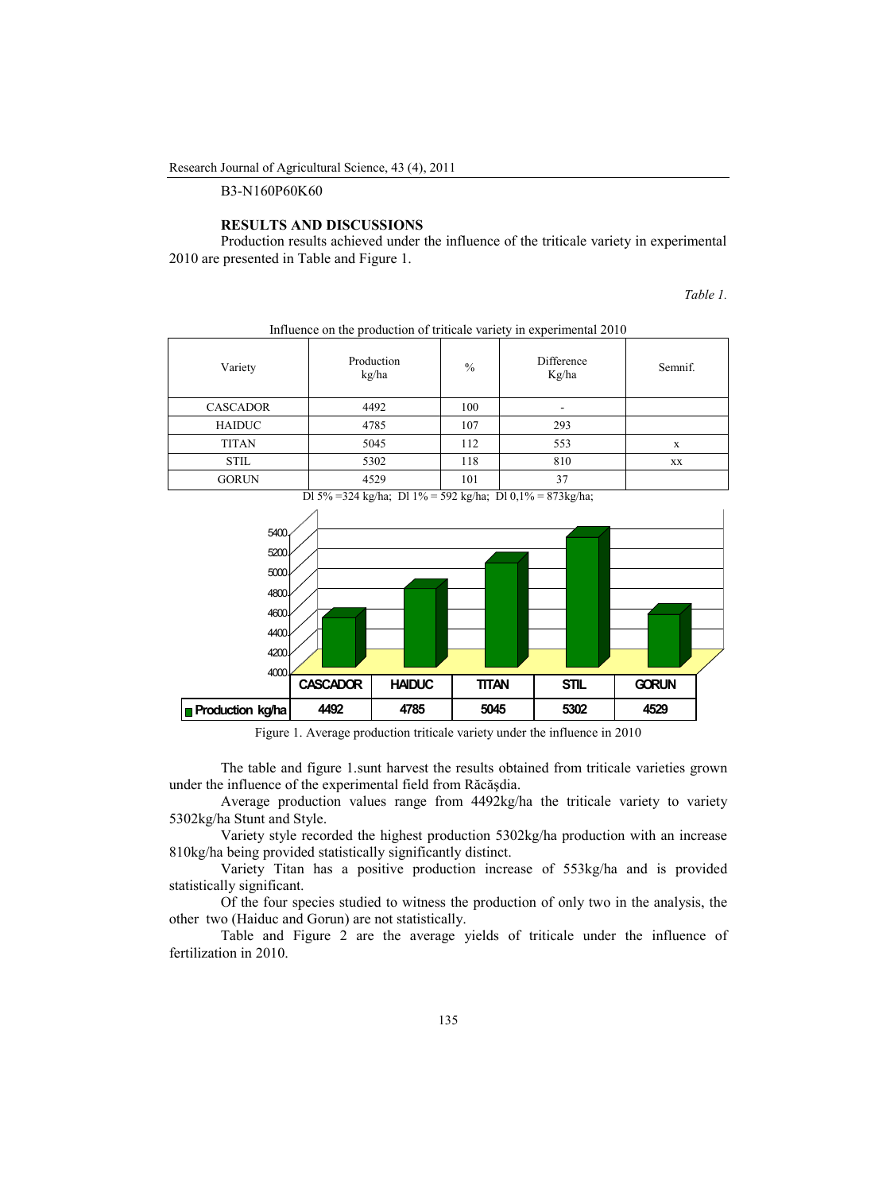B3-N160P60K60

## RESULTS AND DISCUSSIONS

Production results achieved under the influence of the triticale variety in experimental 2010 are presented in Table and Figure 1.

*Table 1.*

Influence on the production of triticale variety in experimental 2010

| Variety | Production kg/ha | % | Difference Kg/ha | Semnif. |
|---|---|---|---|---|
| CASCADOR | 4492 | 100 | - | |
| HAIDUC | 4785 | 107 | 293 | |
| TITAN | 5045 | 112 | 553 | x |
| STIL | 5302 | 118 | 810 | xx |
| GORUN | 4529 | 101 | 37 | |

Dl 5% =324 kg/ha; Dl 1% = 592 kg/ha; Dl 0,1% = 873kg/ha;

| | CASCADOR | HAIDUC | TITAN | STIL | GORUN |
|---|---|---|---|---|---|
| Production kg/ha | 4492 | 4785 | 5045 | 5302 | 4529 |

Figure 1. Average production triticale variety under the influence in 2010

The table and figure 1.sunt harvest the results obtained from triticale varieties grown under the influence of the experimental field from Răcăşdia.

Average production values range from 4492kg/ha the triticale variety to variety 5302kg/ha Stunt and Style.

Variety style recorded the highest production 5302kg/ha production with an increase 810kg/ha being provided statistically significantly distinct.

Variety Titan has a positive production increase of 553kg/ha and is provided statistically significant.

Of the four species studied to witness the production of only two in the analysis, the other two (Haiduc and Gorun) are not statistically.

Table and Figure 2 are the average yields of triticale under the influence of fertilization in 2010.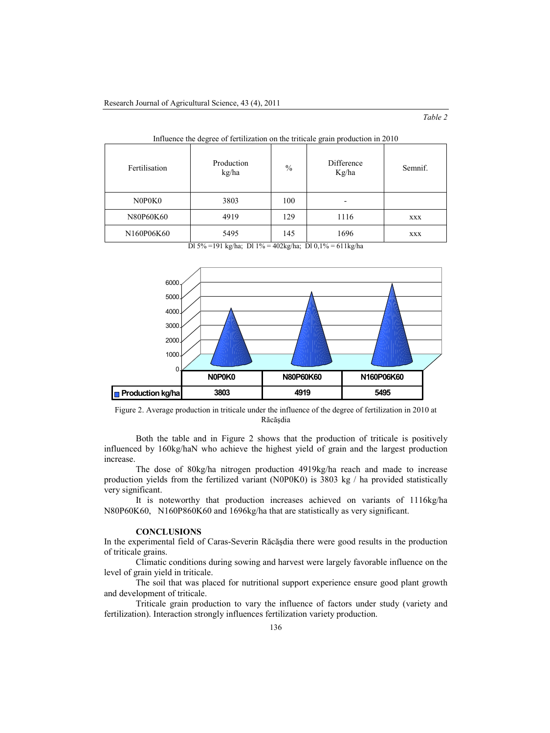*Table 2*

Influence the degree of fertilization on the triticale grain production in 2010

| Fertilisation | Production kg/ha | % | Difference Kg/ha | Semnif. |
|---|---|---|---|---|
| N0P0K0 | 3803 | 100 | - | |
| N80P60K60 | 4919 | 129 | 1116 | xxx |
| N160P06K60 | 5495 | 145 | 1696 | xxx |

Dl 5% =191 kg/ha; Dl 1% = 402kg/ha; Dl 0,1% = 611kg/ha

| | N0P0K0 | N80P60K60 | N160P06K60 |
|---|---|---|---|
| Production kg/ha | 3803 | 4919 | 5495 |

Figure 2. Average production in triticale under the influence of the degree of fertilization in 2010 at Răcăşdia

Both the table and in Figure 2 shows that the production of triticale is positively influenced by 160kg/haN who achieve the highest yield of grain and the largest production increase.

The dose of 80kg/ha nitrogen production 4919kg/ha reach and made to increase production yields from the fertilized variant (N0P0K0) is 3803 kg / ha provided statistically very significant.

It is noteworthy that production increases achieved on variants of 1116kg/ha N80P60K60, N160P860K60 and 1696kg/ha that are statistically as very significant.

## CONCLUSIONS

In the experimental field of Caras-Severin Răcăşdia there were good results in the production of triticale grains.

Climatic conditions during sowing and harvest were largely favorable influence on the level of grain yield in triticale.

The soil that was placed for nutritional support experience ensure good plant growth and development of triticale.

Triticale grain production to vary the influence of factors under study (variety and fertilization). Interaction strongly influences fertilization variety production.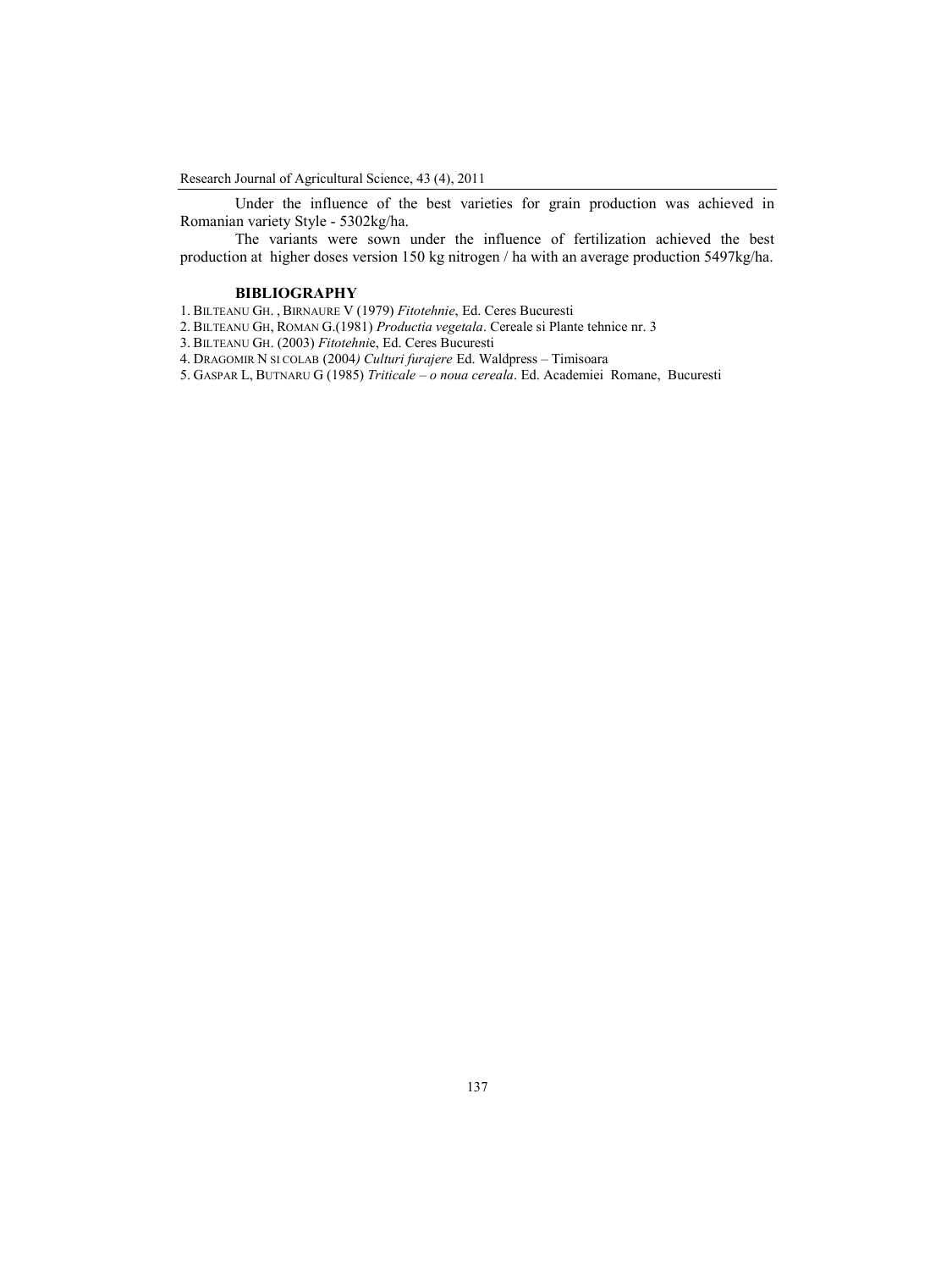Under the influence of the best varieties for grain production was achieved in Romanian variety Style - 5302kg/ha.

The variants were sown under the influence of fertilization achieved the best production at higher doses version 150 kg nitrogen / ha with an average production 5497kg/ha.

## BIBLIOGRAPHY

1. BILTEANU GH. , BIRNAURE V (1979) *Fitotehnie*, Ed. Ceres Bucuresti
2. BILTEANU GH, ROMAN G.(1981) *Productia vegetala*. Cereale si Plante tehnice nr. 3
3. BILTEANU GH. (2003) *Fitotehnie*, Ed. Ceres Bucuresti
4. DRAGOMIR N SI COLAB (2004*) Culturi furajere* Ed. Waldpress – Timisoara
5. GASPAR L, BUTNARU G (1985) *Triticale – o noua cereala*. Ed. Academiei Romane, Bucuresti